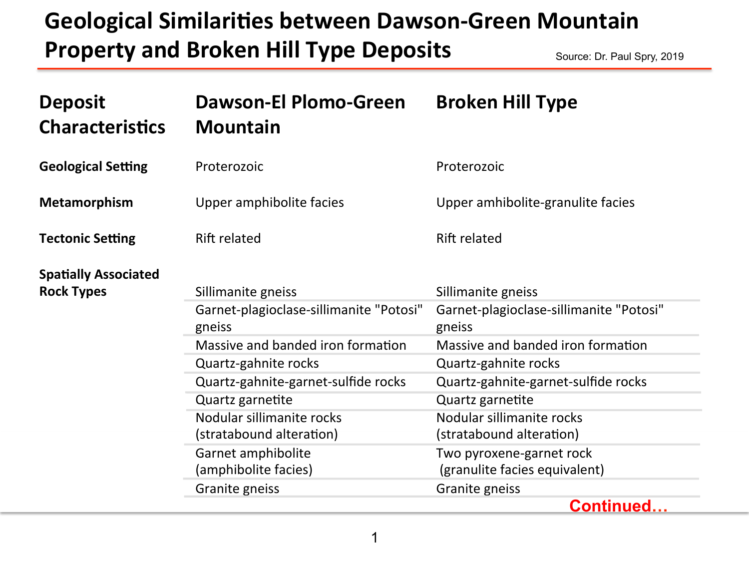# Geological Similarities between Dawson-Green Mountain Property and Broken Hill Type Deposits

Source: Dr. Paul Spry, 2019

| Deposit Characteristics | Dawson-El Plomo-Green Mountain | Broken Hill Type |
|---|---|---|
| **Geological Setting** | Proterozoic | Proterozoic |
| **Metamorphism** | Upper amphibolite facies | Upper amhibolite-granulite facies |
| **Tectonic Setting** | Rift related | Rift related |
| **Spatially Associated Rock Types** | Sillimanite gneiss | Sillimanite gneiss |
| | Garnet-plagioclase-sillimanite "Potosi" gneiss | Garnet-plagioclase-sillimanite "Potosi" gneiss |
| | Massive and banded iron formation | Massive and banded iron formation |
| | Quartz-gahnite rocks | Quartz-gahnite rocks |
| | Quartz-gahnite-garnet-sulfide rocks | Quartz-gahnite-garnet-sulfide rocks |
| | Quartz garnetite | Quartz garnetite |
| | Nodular sillimanite rocks (stratabound alteration) | Nodular sillimanite rocks (stratabound alteration) |
| | Garnet amphibolite (amphibolite facies) | Two pyroxene-garnet rock (granulite facies equivalent) |
| | Granite gneiss | Granite gneiss |

**Continued…**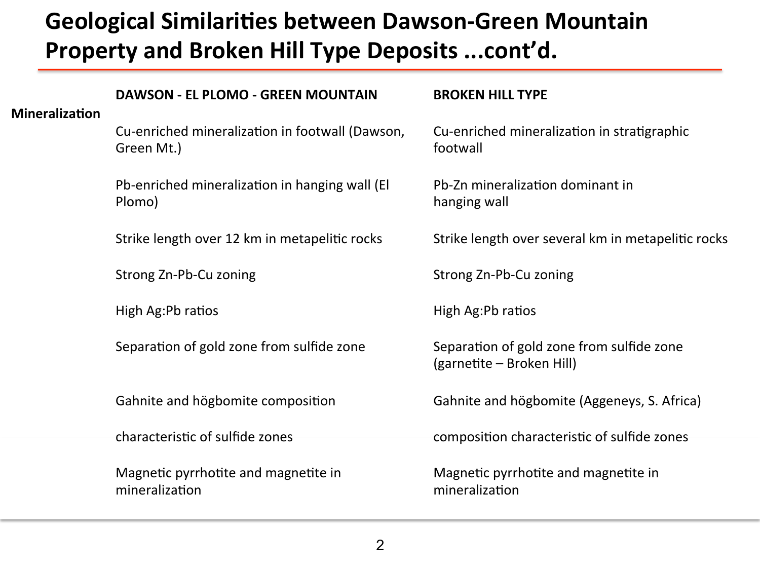# Geological Similarities between Dawson-Green Mountain Property and Broken Hill Type Deposits ...cont'd.

| | DAWSON - EL PLOMO - GREEN MOUNTAIN | BROKEN HILL TYPE |
|---|---|---|
| **Mineralization** | Cu-enriched mineralization in footwall (Dawson, Green Mt.) | Cu-enriched mineralization in stratigraphic footwall |
| | Pb-enriched mineralization in hanging wall (El Plomo) | Pb-Zn mineralization dominant in hanging wall |
| | Strike length over 12 km in metapelitic rocks | Strike length over several km in metapelitic rocks |
| | Strong Zn-Pb-Cu zoning | Strong Zn-Pb-Cu zoning |
| | High Ag:Pb ratios | High Ag:Pb ratios |
| | Separation of gold zone from sulfide zone | Separation of gold zone from sulfide zone (garnetite – Broken Hill) |
| | Gahnite and högbomite composition | Gahnite and högbomite (Aggeneys, S. Africa) |
| | characteristic of sulfide zones | composition characteristic of sulfide zones |
| | Magnetic pyrrhotite and magnetite in mineralization | Magnetic pyrrhotite and magnetite in mineralization |